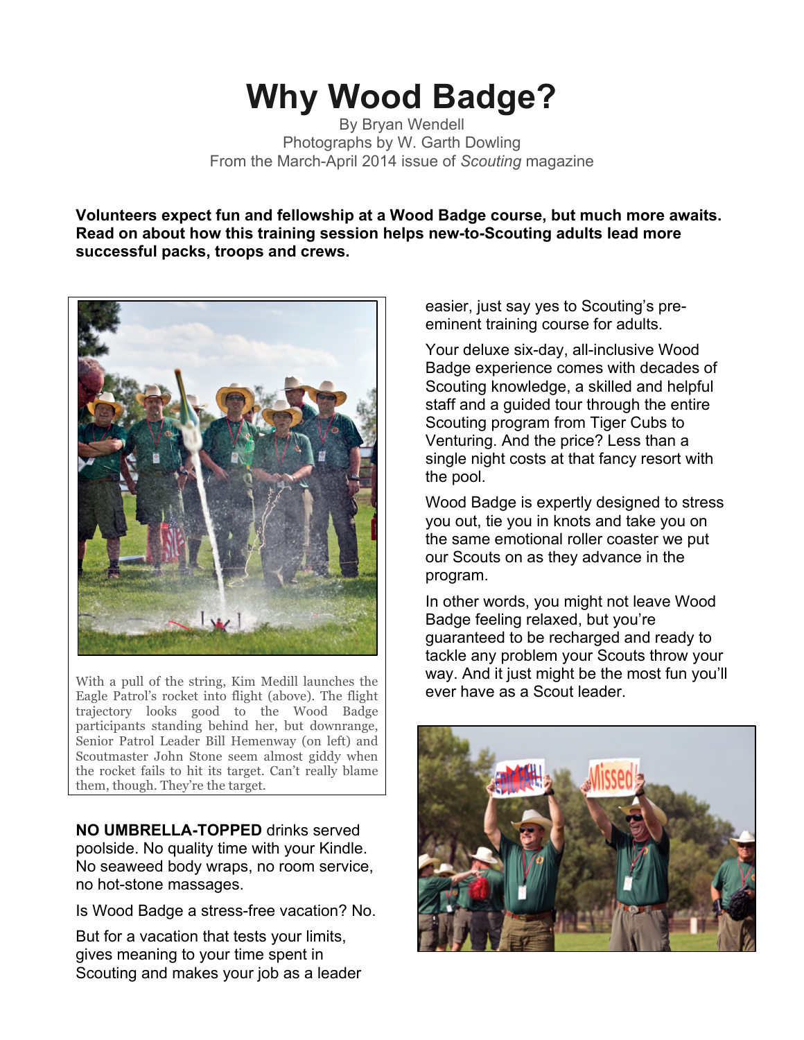# Why Wood Badge?

By Bryan Wendell
Photographs by W. Garth Dowling
From the March-April 2014 issue of *Scouting* magazine

**Volunteers expect fun and fellowship at a Wood Badge course, but much more awaits. Read on about how this training session helps new-to-Scouting adults lead more successful packs, troops and crews.**

With a pull of the string, Kim Medill launches the Eagle Patrol's rocket into flight (above). The flight trajectory looks good to the Wood Badge participants standing behind her, but downrange, Senior Patrol Leader Bill Hemenway (on left) and Scoutmaster John Stone seem almost giddy when the rocket fails to hit its target. Can't really blame them, though. They're the target.

**NO UMBRELLA-TOPPED** drinks served poolside. No quality time with your Kindle. No seaweed body wraps, no room service, no hot-stone massages.

Is Wood Badge a stress-free vacation? No.

But for a vacation that tests your limits, gives meaning to your time spent in Scouting and makes your job as a leader easier, just say yes to Scouting's pre-eminent training course for adults.

Your deluxe six-day, all-inclusive Wood Badge experience comes with decades of Scouting knowledge, a skilled and helpful staff and a guided tour through the entire Scouting program from Tiger Cubs to Venturing. And the price? Less than a single night costs at that fancy resort with the pool.

Wood Badge is expertly designed to stress you out, tie you in knots and take you on the same emotional roller coaster we put our Scouts on as they advance in the program.

In other words, you might not leave Wood Badge feeling relaxed, but you're guaranteed to be recharged and ready to tackle any problem your Scouts throw your way. And it just might be the most fun you'll ever have as a Scout leader.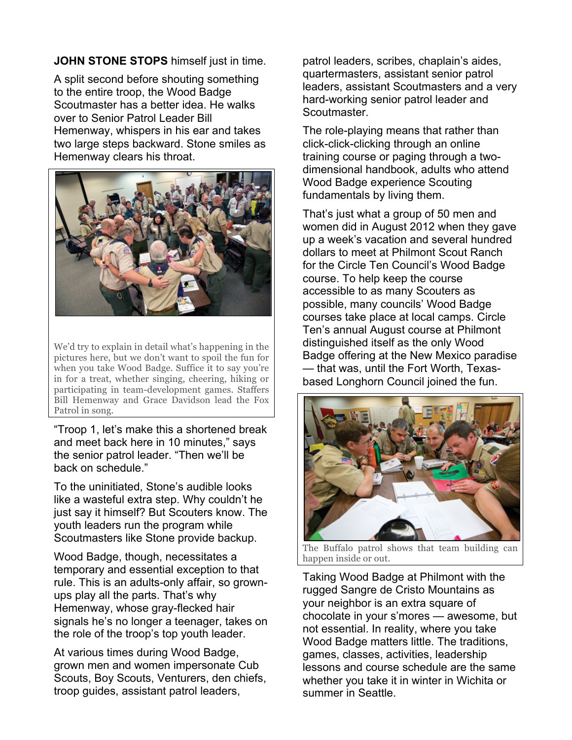**JOHN STONE STOPS** himself just in time.

A split second before shouting something to the entire troop, the Wood Badge Scoutmaster has a better idea. He walks over to Senior Patrol Leader Bill Hemenway, whispers in his ear and takes two large steps backward. Stone smiles as Hemenway clears his throat.

We'd try to explain in detail what's happening in the pictures here, but we don't want to spoil the fun for when you take Wood Badge. Suffice it to say you're in for a treat, whether singing, cheering, hiking or participating in team-development games. Staffers Bill Hemenway and Grace Davidson lead the Fox Patrol in song.

"Troop 1, let's make this a shortened break and meet back here in 10 minutes," says the senior patrol leader. "Then we'll be back on schedule."

To the uninitiated, Stone's audible looks like a wasteful extra step. Why couldn't he just say it himself? But Scouters know. The youth leaders run the program while Scoutmasters like Stone provide backup.

Wood Badge, though, necessitates a temporary and essential exception to that rule. This is an adults-only affair, so grown-ups play all the parts. That's why Hemenway, whose gray-flecked hair signals he's no longer a teenager, takes on the role of the troop's top youth leader.

At various times during Wood Badge, grown men and women impersonate Cub Scouts, Boy Scouts, Venturers, den chiefs, troop guides, assistant patrol leaders, patrol leaders, scribes, chaplain's aides, quartermasters, assistant senior patrol leaders, assistant Scoutmasters and a very hard-working senior patrol leader and Scoutmaster.

The role-playing means that rather than click-click-clicking through an online training course or paging through a two-dimensional handbook, adults who attend Wood Badge experience Scouting fundamentals by living them.

That's just what a group of 50 men and women did in August 2012 when they gave up a week's vacation and several hundred dollars to meet at Philmont Scout Ranch for the Circle Ten Council's Wood Badge course. To help keep the course accessible to as many Scouters as possible, many councils' Wood Badge courses take place at local camps. Circle Ten's annual August course at Philmont distinguished itself as the only Wood Badge offering at the New Mexico paradise — that was, until the Fort Worth, Texas-based Longhorn Council joined the fun.

The Buffalo patrol shows that team building can happen inside or out.

Taking Wood Badge at Philmont with the rugged Sangre de Cristo Mountains as your neighbor is an extra square of chocolate in your s'mores — awesome, but not essential. In reality, where you take Wood Badge matters little. The traditions, games, classes, activities, leadership lessons and course schedule are the same whether you take it in winter in Wichita or summer in Seattle.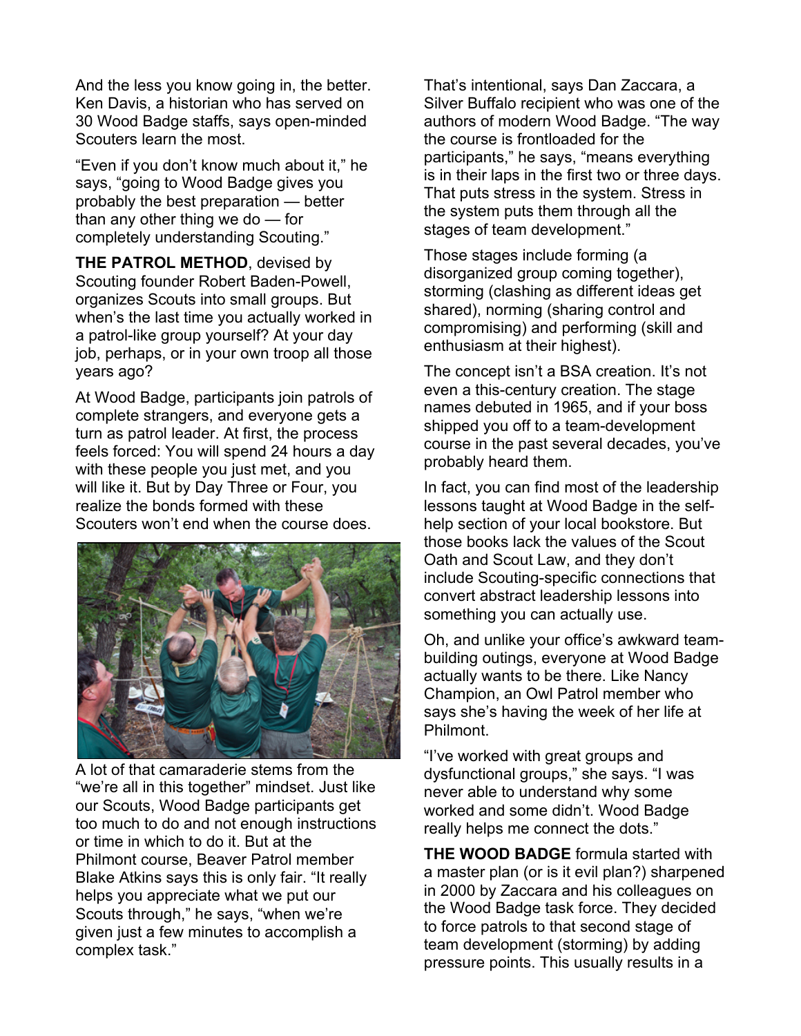And the less you know going in, the better. Ken Davis, a historian who has served on 30 Wood Badge staffs, says open-minded Scouters learn the most.

"Even if you don't know much about it," he says, "going to Wood Badge gives you probably the best preparation — better than any other thing we do — for completely understanding Scouting."

**THE PATROL METHOD**, devised by Scouting founder Robert Baden-Powell, organizes Scouts into small groups. But when's the last time you actually worked in a patrol-like group yourself? At your day job, perhaps, or in your own troop all those years ago?

At Wood Badge, participants join patrols of complete strangers, and everyone gets a turn as patrol leader. At first, the process feels forced: You will spend 24 hours a day with these people you just met, and you will like it. But by Day Three or Four, you realize the bonds formed with these Scouters won't end when the course does.

A lot of that camaraderie stems from the "we're all in this together" mindset. Just like our Scouts, Wood Badge participants get too much to do and not enough instructions or time in which to do it. But at the Philmont course, Beaver Patrol member Blake Atkins says this is only fair. "It really helps you appreciate what we put our Scouts through," he says, "when we're given just a few minutes to accomplish a complex task."

That's intentional, says Dan Zaccara, a Silver Buffalo recipient who was one of the authors of modern Wood Badge. "The way the course is frontloaded for the participants," he says, "means everything is in their laps in the first two or three days. That puts stress in the system. Stress in the system puts them through all the stages of team development."

Those stages include forming (a disorganized group coming together), storming (clashing as different ideas get shared), norming (sharing control and compromising) and performing (skill and enthusiasm at their highest).

The concept isn't a BSA creation. It's not even a this-century creation. The stage names debuted in 1965, and if your boss shipped you off to a team-development course in the past several decades, you've probably heard them.

In fact, you can find most of the leadership lessons taught at Wood Badge in the self-help section of your local bookstore. But those books lack the values of the Scout Oath and Scout Law, and they don't include Scouting-specific connections that convert abstract leadership lessons into something you can actually use.

Oh, and unlike your office's awkward team-building outings, everyone at Wood Badge actually wants to be there. Like Nancy Champion, an Owl Patrol member who says she's having the week of her life at Philmont.

"I've worked with great groups and dysfunctional groups," she says. "I was never able to understand why some worked and some didn't. Wood Badge really helps me connect the dots."

**THE WOOD BADGE** formula started with a master plan (or is it evil plan?) sharpened in 2000 by Zaccara and his colleagues on the Wood Badge task force. They decided to force patrols to that second stage of team development (storming) by adding pressure points. This usually results in a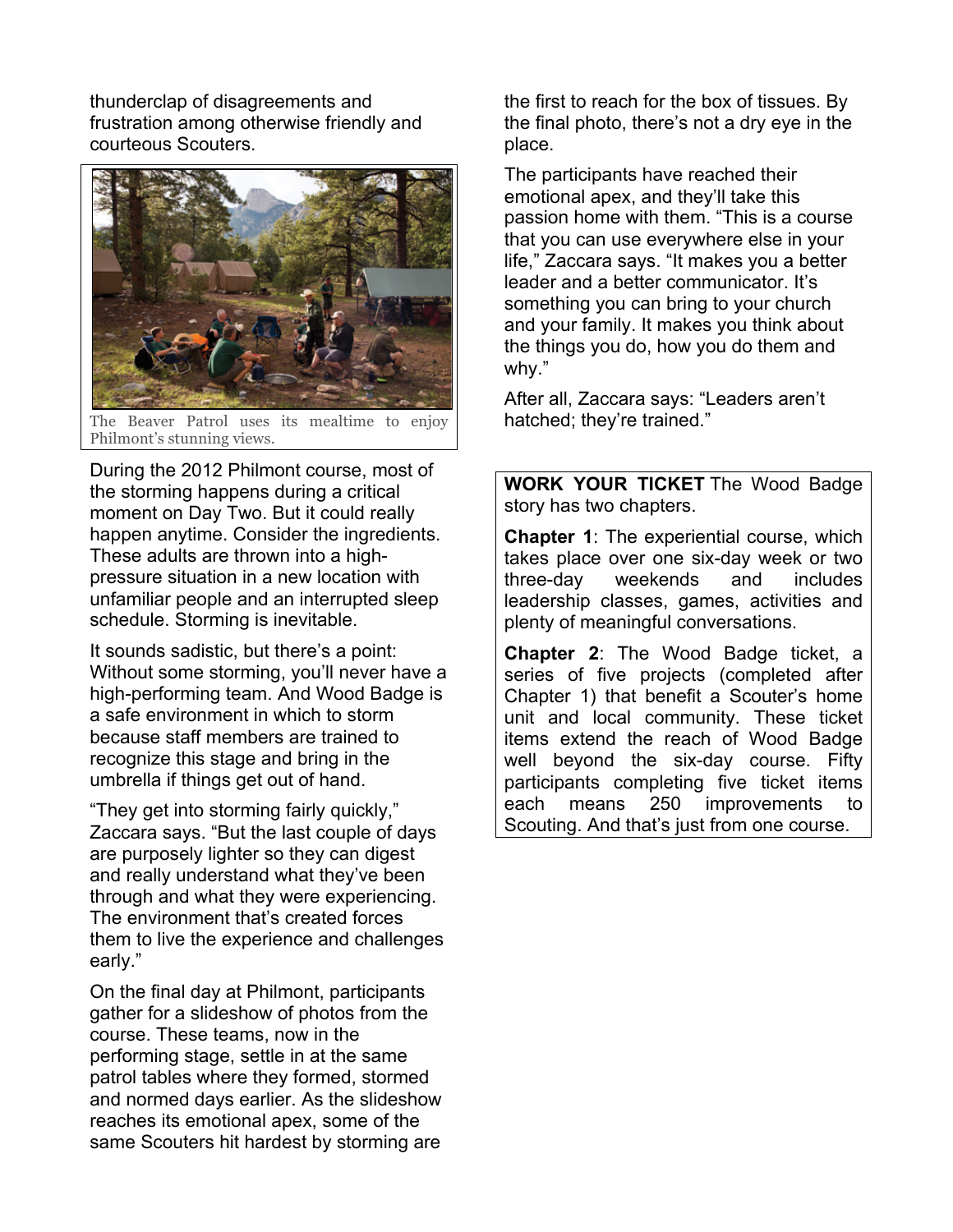thunderclap of disagreements and frustration among otherwise friendly and courteous Scouters.

The Beaver Patrol uses its mealtime to enjoy Philmont's stunning views.

During the 2012 Philmont course, most of the storming happens during a critical moment on Day Two. But it could really happen anytime. Consider the ingredients. These adults are thrown into a high-pressure situation in a new location with unfamiliar people and an interrupted sleep schedule. Storming is inevitable.

It sounds sadistic, but there's a point: Without some storming, you'll never have a high-performing team. And Wood Badge is a safe environment in which to storm because staff members are trained to recognize this stage and bring in the umbrella if things get out of hand.

"They get into storming fairly quickly," Zaccara says. "But the last couple of days are purposely lighter so they can digest and really understand what they've been through and what they were experiencing. The environment that's created forces them to live the experience and challenges early."

On the final day at Philmont, participants gather for a slideshow of photos from the course. These teams, now in the performing stage, settle in at the same patrol tables where they formed, stormed and normed days earlier. As the slideshow reaches its emotional apex, some of the same Scouters hit hardest by storming are the first to reach for the box of tissues. By the final photo, there's not a dry eye in the place.

The participants have reached their emotional apex, and they'll take this passion home with them. "This is a course that you can use everywhere else in your life," Zaccara says. "It makes you a better leader and a better communicator. It's something you can bring to your church and your family. It makes you think about the things you do, how you do them and why."

After all, Zaccara says: "Leaders aren't hatched; they're trained."

**WORK YOUR TICKET** The Wood Badge story has two chapters.

**Chapter 1**: The experiential course, which takes place over one six-day week or two three-day weekends and includes leadership classes, games, activities and plenty of meaningful conversations.

**Chapter 2**: The Wood Badge ticket, a series of five projects (completed after Chapter 1) that benefit a Scouter's home unit and local community. These ticket items extend the reach of Wood Badge well beyond the six-day course. Fifty participants completing five ticket items each means 250 improvements to Scouting. And that's just from one course.